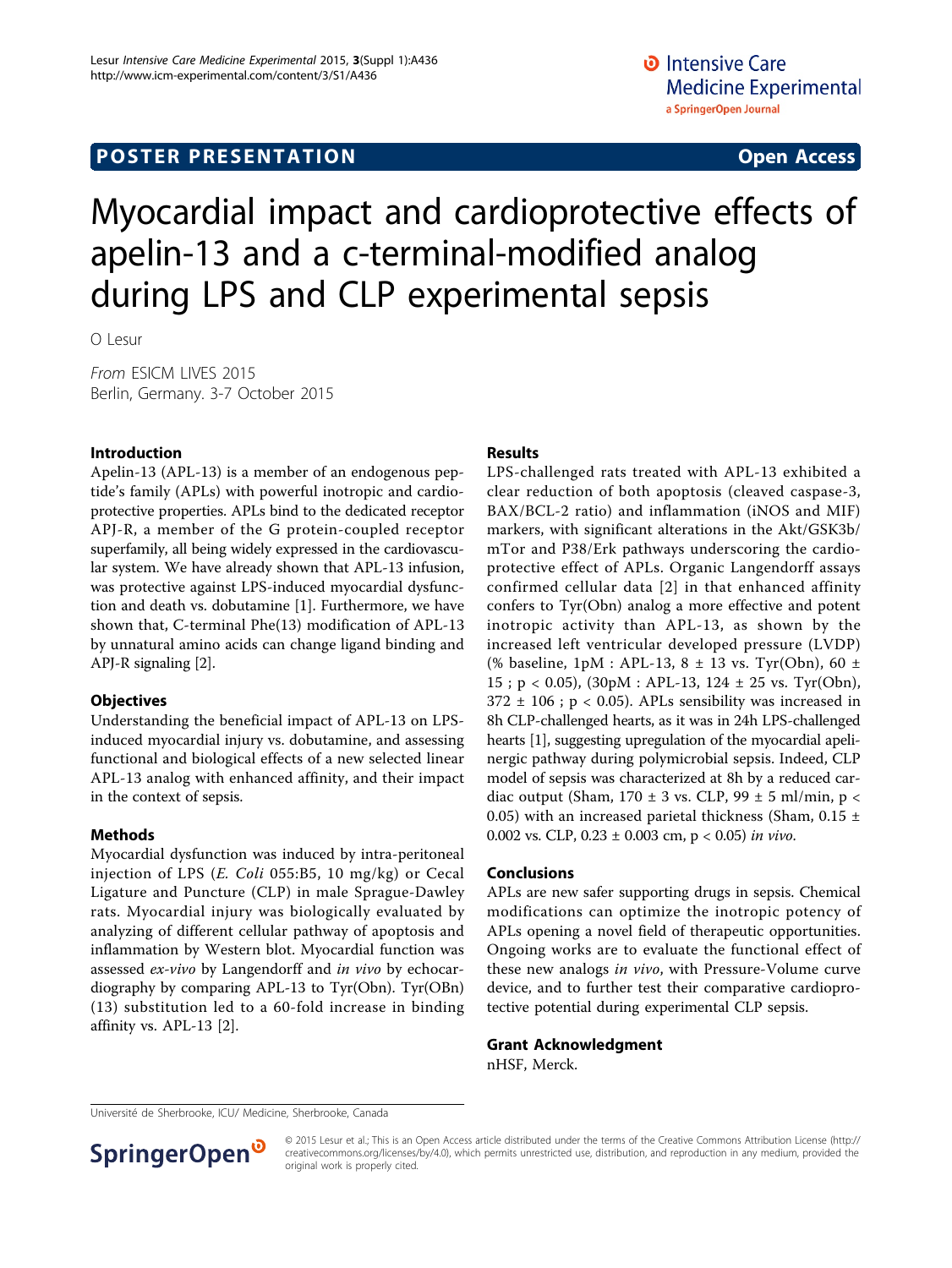POSTER PRESENTATION — Open Access

# Myocardial impact and cardioprotective effects of apelin-13 and a c-terminal-modified analog during LPS and CLP experimental sepsis

O Lesur

*From* ESICM LIVES 2015
Berlin, Germany. 3-7 October 2015

## Introduction

Apelin-13 (APL-13) is a member of an endogenous peptide's family (APLs) with powerful inotropic and cardioprotective properties. APLs bind to the dedicated receptor APJ-R, a member of the G protein-coupled receptor superfamily, all being widely expressed in the cardiovascular system. We have already shown that APL-13 infusion, was protective against LPS-induced myocardial dysfunction and death vs. dobutamine [1]. Furthermore, we have shown that, C-terminal Phe(13) modification of APL-13 by unnatural amino acids can change ligand binding and APJ-R signaling [2].

## Objectives

Understanding the beneficial impact of APL-13 on LPS-induced myocardial injury vs. dobutamine, and assessing functional and biological effects of a new selected linear APL-13 analog with enhanced affinity, and their impact in the context of sepsis.

## Methods

Myocardial dysfunction was induced by intra-peritoneal injection of LPS (*E. Coli* 055:B5, 10 mg/kg) or Cecal Ligature and Puncture (CLP) in male Sprague-Dawley rats. Myocardial injury was biologically evaluated by analyzing of different cellular pathway of apoptosis and inflammation by Western blot. Myocardial function was assessed *ex-vivo* by Langendorff and *in vivo* by echocardiography by comparing APL-13 to Tyr(Obn). Tyr(OBn)(13) substitution led to a 60-fold increase in binding affinity vs. APL-13 [2].

## Results

LPS-challenged rats treated with APL-13 exhibited a clear reduction of both apoptosis (cleaved caspase-3, BAX/BCL-2 ratio) and inflammation (iNOS and MIF) markers, with significant alterations in the Akt/GSK3b/mTor and P38/Erk pathways underscoring the cardioprotective effect of APLs. Organic Langendorff assays confirmed cellular data [2] in that enhanced affinity confers to Tyr(Obn) analog a more effective and potent inotropic activity than APL-13, as shown by the increased left ventricular developed pressure (LVDP) (% baseline, 1pM : APL-13, 8 ± 13 vs. Tyr(Obn), 60 ± 15 ; $p < 0.05$), (30pM : APL-13, 124 ± 25 vs. Tyr(Obn), 372 ± 106 ; $p < 0.05$). APLs sensibility was increased in 8h CLP-challenged hearts, as it was in 24h LPS-challenged hearts [1], suggesting upregulation of the myocardial apelinergic pathway during polymicrobial sepsis. Indeed, CLP model of sepsis was characterized at 8h by a reduced cardiac output (Sham, 170 ± 3 vs. CLP, 99 ± 5 ml/min, $p < 0.05$) with an increased parietal thickness (Sham, 0.15 ± 0.002 vs. CLP, 0.23 ± 0.003 cm, $p < 0.05$) *in vivo*.

## Conclusions

APLs are new safer supporting drugs in sepsis. Chemical modifications can optimize the inotropic potency of APLs opening a novel field of therapeutic opportunities. Ongoing works are to evaluate the functional effect of these new analogs *in vivo*, with Pressure-Volume curve device, and to further test their comparative cardioprotective potential during experimental CLP sepsis.

## Grant Acknowledgment

nHSF, Merck.

Université de Sherbrooke, ICU/ Medicine, Sherbrooke, Canada

© 2015 Lesur et al.; This is an Open Access article distributed under the terms of the Creative Commons Attribution License (http://creativecommons.org/licenses/by/4.0), which permits unrestricted use, distribution, and reproduction in any medium, provided the original work is properly cited.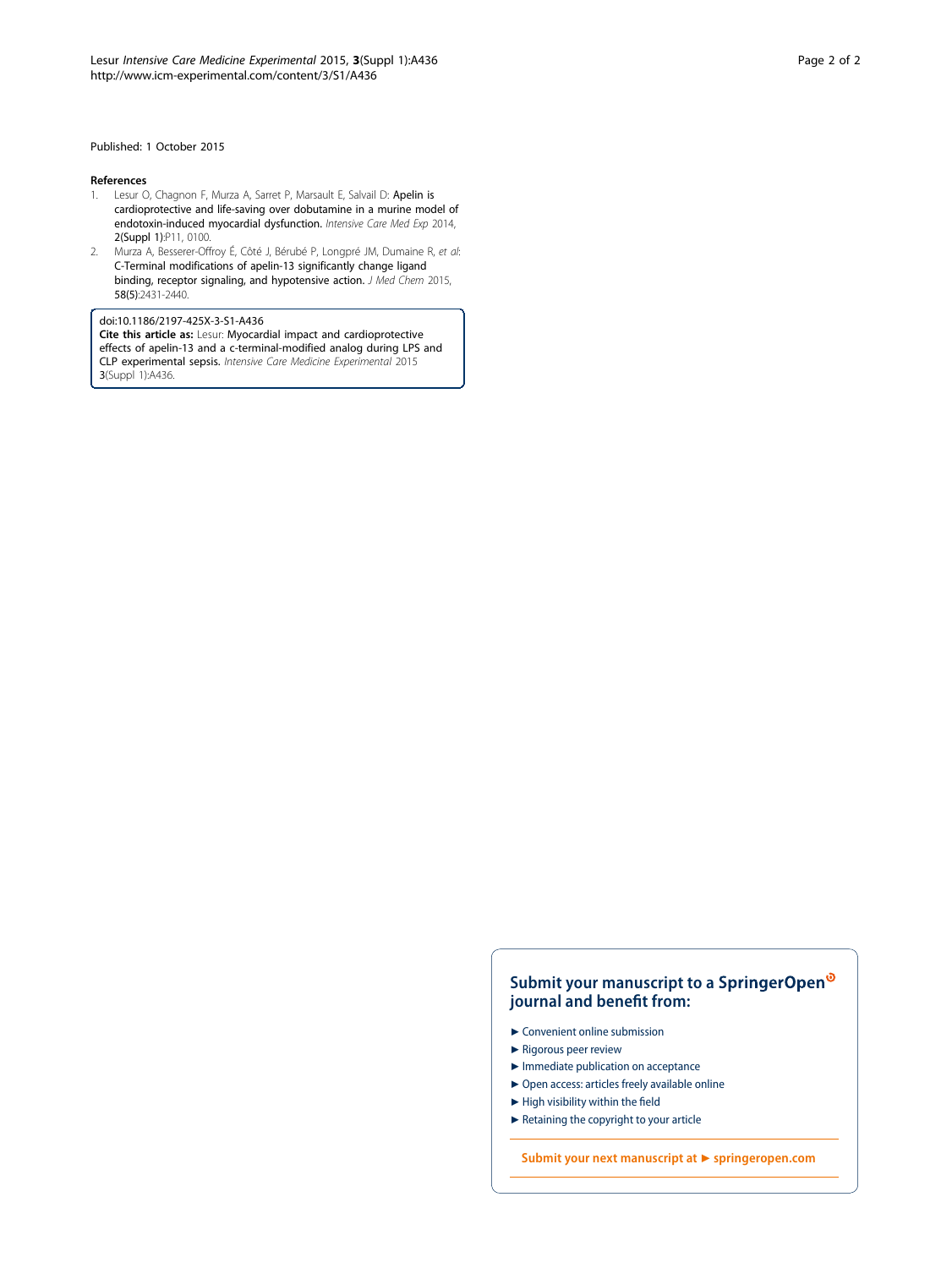Published: 1 October 2015

### References

1. Lesur O, Chagnon F, Murza A, Sarret P, Marsault E, Salvail D: **Apelin is cardioprotective and life-saving over dobutamine in a murine model of endotoxin-induced myocardial dysfunction.** *Intensive Care Med Exp* 2014, **2(Suppl 1)**:P11, 0100.
2. Murza A, Besserer-Offroy É, Côté J, Bérubé P, Longpré JM, Dumaine R, *et al*: **C-Terminal modifications of apelin-13 significantly change ligand binding, receptor signaling, and hypotensive action.** *J Med Chem* 2015, **58(5)**:2431-2440.

doi:10.1186/2197-425X-3-S1-A436
**Cite this article as:** Lesur: **Myocardial impact and cardioprotective effects of apelin-13 and a c-terminal-modified analog during LPS and CLP experimental sepsis.** *Intensive Care Medicine Experimental* 2015 **3**(Suppl 1):A436.

**Submit your manuscript to a SpringerOpen journal and benefit from:**

- ► Convenient online submission
- ► Rigorous peer review
- ► Immediate publication on acceptance
- ► Open access: articles freely available online
- ► High visibility within the field
- ► Retaining the copyright to your article

**Submit your next manuscript at ► springeropen.com**